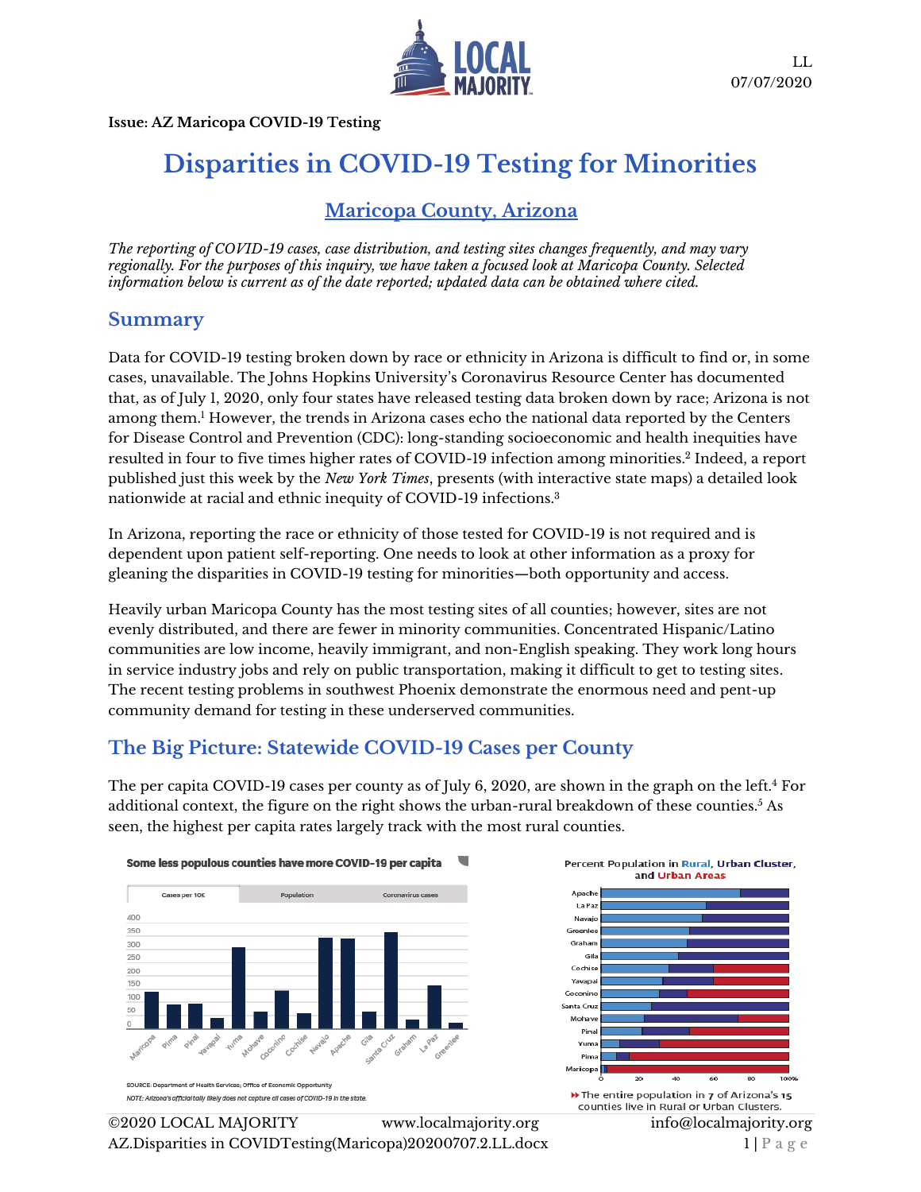LL
07/07/2020

**Issue: AZ Maricopa COVID-19 Testing**

# Disparities in COVID-19 Testing for Minorities

## Maricopa County, Arizona

*The reporting of COVID-19 cases, case distribution, and testing sites changes frequently, and may vary regionally. For the purposes of this inquiry, we have taken a focused look at Maricopa County. Selected information below is current as of the date reported; updated data can be obtained where cited.*

## Summary

Data for COVID-19 testing broken down by race or ethnicity in Arizona is difficult to find or, in some cases, unavailable. The Johns Hopkins University's Coronavirus Resource Center has documented that, as of July 1, 2020, only four states have released testing data broken down by race; Arizona is not among them.[1] However, the trends in Arizona cases echo the national data reported by the Centers for Disease Control and Prevention (CDC): long-standing socioeconomic and health inequities have resulted in four to five times higher rates of COVID-19 infection among minorities.[2] Indeed, a report published just this week by the *New York Times*, presents (with interactive state maps) a detailed look nationwide at racial and ethnic inequity of COVID-19 infections.[3]

In Arizona, reporting the race or ethnicity of those tested for COVID-19 is not required and is dependent upon patient self-reporting. One needs to look at other information as a proxy for gleaning the disparities in COVID-19 testing for minorities—both opportunity and access.

Heavily urban Maricopa County has the most testing sites of all counties; however, sites are not evenly distributed, and there are fewer in minority communities. Concentrated Hispanic/Latino communities are low income, heavily immigrant, and non-English speaking. They work long hours in service industry jobs and rely on public transportation, making it difficult to get to testing sites. The recent testing problems in southwest Phoenix demonstrate the enormous need and pent-up community demand for testing in these underserved communities.

## The Big Picture: Statewide COVID-19 Cases per County

The per capita COVID-19 cases per county as of July 6, 2020, are shown in the graph on the left.[4] For additional context, the figure on the right shows the urban-rural breakdown of these counties.[5] As seen, the highest per capita rates largely track with the most rural counties.

**Some less populous counties have more COVID-19 per capita**

Cases per 10K | Population | Coronavirus cases

SOURCE: Department of Health Services; Office of Economic Opportunity

*NOTE: Arizona's official tally likely does not capture all cases of COVID-19 in the state.*

**Percent Population in Rural, Urban Cluster, and Urban Areas**

The entire population in 7 of Arizona's 15 counties live in Rural or Urban Clusters.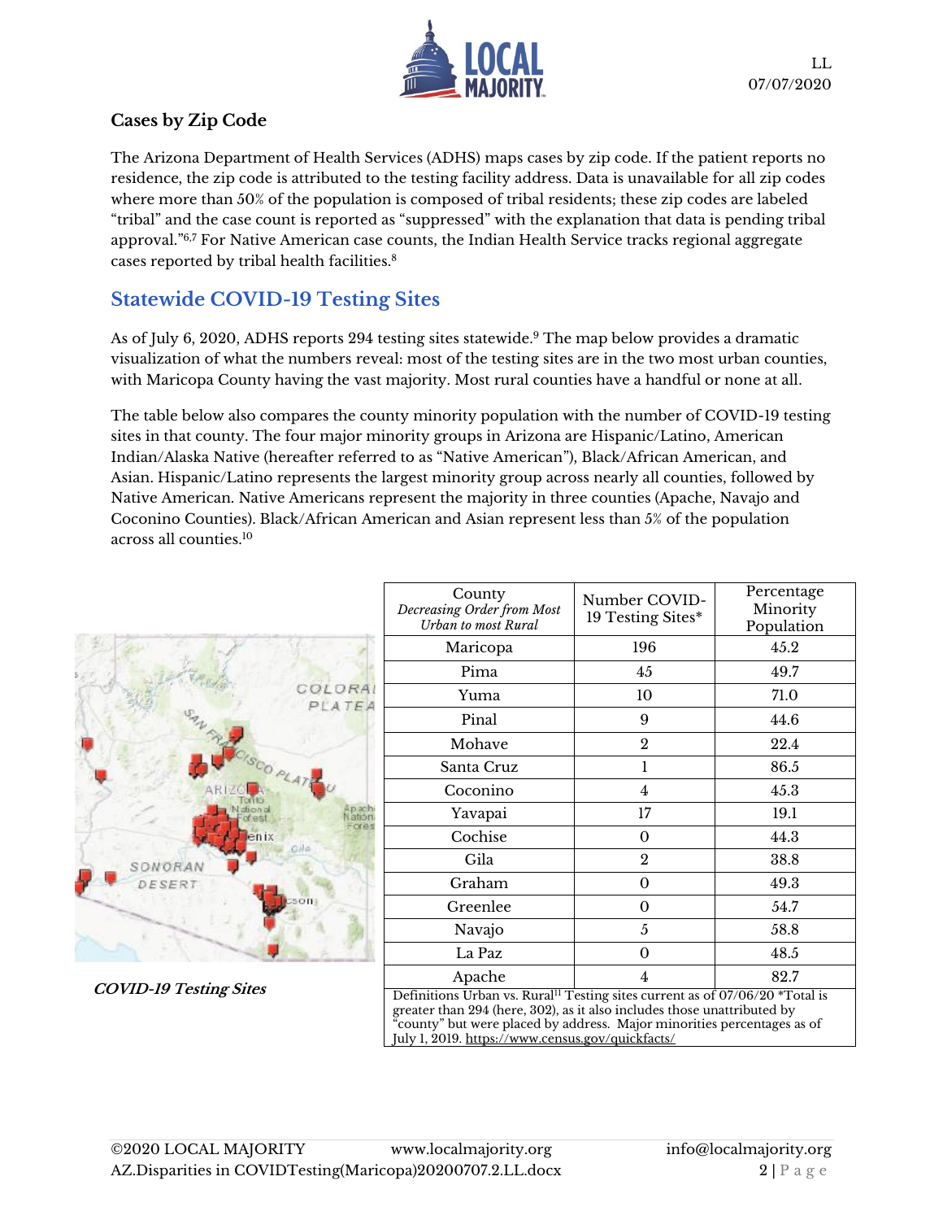### Cases by Zip Code

The Arizona Department of Health Services (ADHS) maps cases by zip code. If the patient reports no residence, the zip code is attributed to the testing facility address. Data is unavailable for all zip codes where more than 50% of the population is composed of tribal residents; these zip codes are labeled "tribal" and the case count is reported as "suppressed" with the explanation that data is pending tribal approval."[6,7] For Native American case counts, the Indian Health Service tracks regional aggregate cases reported by tribal health facilities.[8]

## Statewide COVID-19 Testing Sites

As of July 6, 2020, ADHS reports 294 testing sites statewide.[9] The map below provides a dramatic visualization of what the numbers reveal: most of the testing sites are in the two most urban counties, with Maricopa County having the vast majority. Most rural counties have a handful or none at all.

The table below also compares the county minority population with the number of COVID-19 testing sites in that county. The four major minority groups in Arizona are Hispanic/Latino, American Indian/Alaska Native (hereafter referred to as "Native American"), Black/African American, and Asian. Hispanic/Latino represents the largest minority group across nearly all counties, followed by Native American. Native Americans represent the majority in three counties (Apache, Navajo and Coconino Counties). Black/African American and Asian represent less than 5% of the population across all counties.[10]

***COVID-19 Testing Sites***

| County *Decreasing Order from Most Urban to most Rural* | Number COVID-19 Testing Sites* | Percentage Minority Population |
|---|---|---|
| Maricopa | 196 | 45.2 |
| Pima | 45 | 49.7 |
| Yuma | 10 | 71.0 |
| Pinal | 9 | 44.6 |
| Mohave | 2 | 22.4 |
| Santa Cruz | 1 | 86.5 |
| Coconino | 4 | 45.3 |
| Yavapai | 17 | 19.1 |
| Cochise | 0 | 44.3 |
| Gila | 2 | 38.8 |
| Graham | 0 | 49.3 |
| Greenlee | 0 | 54.7 |
| Navajo | 5 | 58.8 |
| La Paz | 0 | 48.5 |
| Apache | 4 | 82.7 |

Definitions Urban vs. Rural[11] Testing sites current as of 07/06/20 *Total is greater than 294 (here, 302), as it also includes those unattributed by "county" but were placed by address. Major minorities percentages as of July 1, 2019. https://www.census.gov/quickfacts/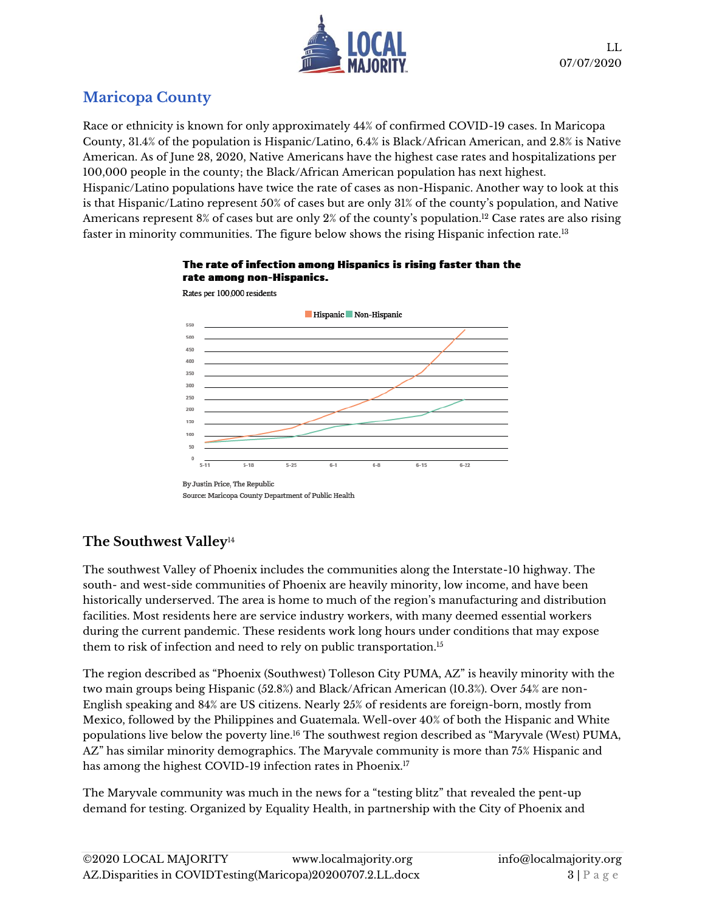## Maricopa County

Race or ethnicity is known for only approximately 44% of confirmed COVID-19 cases. In Maricopa County, 31.4% of the population is Hispanic/Latino, 6.4% is Black/African American, and 2.8% is Native American. As of June 28, 2020, Native Americans have the highest case rates and hospitalizations per 100,000 people in the county; the Black/African American population has next highest. Hispanic/Latino populations have twice the rate of cases as non-Hispanic. Another way to look at this is that Hispanic/Latino represent 50% of cases but are only 31% of the county's population, and Native Americans represent 8% of cases but are only 2% of the county's population.[12] Case rates are also rising faster in minority communities. The figure below shows the rising Hispanic infection rate.[13]

**The rate of infection among Hispanics is rising faster than the rate among non-Hispanics.**

Rates per 100,000 residents

Hispanic | Non-Hispanic

By Justin Price, The Republic
Source: Maricopa County Department of Public Health

## The Southwest Valley[14]

The southwest Valley of Phoenix includes the communities along the Interstate-10 highway. The south- and west-side communities of Phoenix are heavily minority, low income, and have been historically underserved. The area is home to much of the region's manufacturing and distribution facilities. Most residents here are service industry workers, with many deemed essential workers during the current pandemic. These residents work long hours under conditions that may expose them to risk of infection and need to rely on public transportation.[15]

The region described as "Phoenix (Southwest) Tolleson City PUMA, AZ" is heavily minority with the two main groups being Hispanic (52.8%) and Black/African American (10.3%). Over 54% are non-English speaking and 84% are US citizens. Nearly 25% of residents are foreign-born, mostly from Mexico, followed by the Philippines and Guatemala. Well-over 40% of both the Hispanic and White populations live below the poverty line.[16] The southwest region described as "Maryvale (West) PUMA, AZ" has similar minority demographics. The Maryvale community is more than 75% Hispanic and has among the highest COVID-19 infection rates in Phoenix.[17]

The Maryvale community was much in the news for a "testing blitz" that revealed the pent-up demand for testing. Organized by Equality Health, in partnership with the City of Phoenix and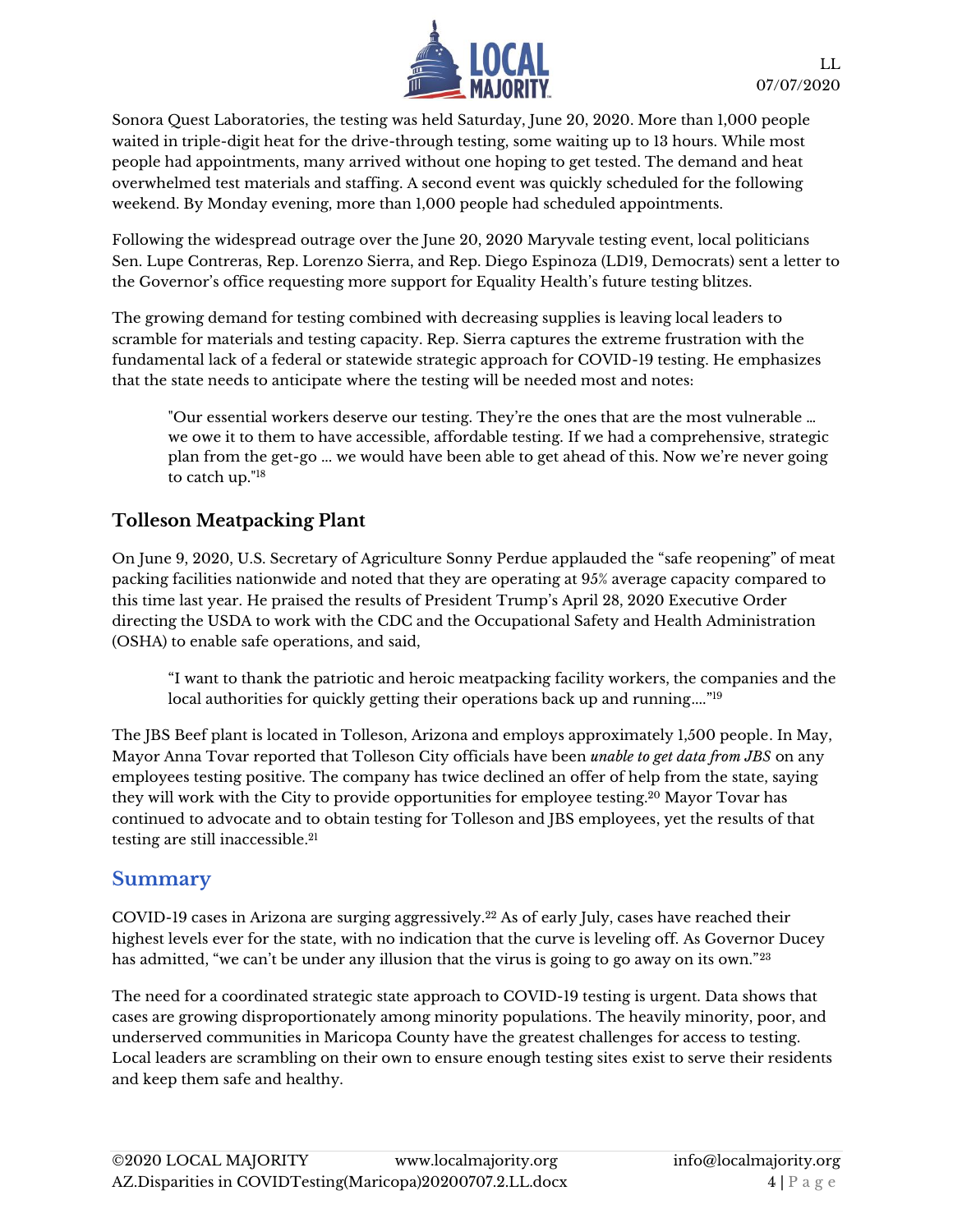Sonora Quest Laboratories, the testing was held Saturday, June 20, 2020. More than 1,000 people waited in triple-digit heat for the drive-through testing, some waiting up to 13 hours. While most people had appointments, many arrived without one hoping to get tested. The demand and heat overwhelmed test materials and staffing. A second event was quickly scheduled for the following weekend. By Monday evening, more than 1,000 people had scheduled appointments.

Following the widespread outrage over the June 20, 2020 Maryvale testing event, local politicians Sen. Lupe Contreras, Rep. Lorenzo Sierra, and Rep. Diego Espinoza (LD19, Democrats) sent a letter to the Governor's office requesting more support for Equality Health's future testing blitzes.

The growing demand for testing combined with decreasing supplies is leaving local leaders to scramble for materials and testing capacity. Rep. Sierra captures the extreme frustration with the fundamental lack of a federal or statewide strategic approach for COVID-19 testing. He emphasizes that the state needs to anticipate where the testing will be needed most and notes:

> "Our essential workers deserve our testing. They're the ones that are the most vulnerable … we owe it to them to have accessible, affordable testing. If we had a comprehensive, strategic plan from the get-go … we would have been able to get ahead of this. Now we're never going to catch up."[18]

## Tolleson Meatpacking Plant

On June 9, 2020, U.S. Secretary of Agriculture Sonny Perdue applauded the "safe reopening" of meat packing facilities nationwide and noted that they are operating at 95% average capacity compared to this time last year. He praised the results of President Trump's April 28, 2020 Executive Order directing the USDA to work with the CDC and the Occupational Safety and Health Administration (OSHA) to enable safe operations, and said,

> "I want to thank the patriotic and heroic meatpacking facility workers, the companies and the local authorities for quickly getting their operations back up and running…."[19]

The JBS Beef plant is located in Tolleson, Arizona and employs approximately 1,500 people. In May, Mayor Anna Tovar reported that Tolleson City officials have been *unable to get data from JBS* on any employees testing positive. The company has twice declined an offer of help from the state, saying they will work with the City to provide opportunities for employee testing.[20] Mayor Tovar has continued to advocate and to obtain testing for Tolleson and JBS employees, yet the results of that testing are still inaccessible.[21]

## Summary

COVID-19 cases in Arizona are surging aggressively.[22] As of early July, cases have reached their highest levels ever for the state, with no indication that the curve is leveling off. As Governor Ducey has admitted, "we can't be under any illusion that the virus is going to go away on its own."[23]

The need for a coordinated strategic state approach to COVID-19 testing is urgent. Data shows that cases are growing disproportionately among minority populations. The heavily minority, poor, and underserved communities in Maricopa County have the greatest challenges for access to testing. Local leaders are scrambling on their own to ensure enough testing sites exist to serve their residents and keep them safe and healthy.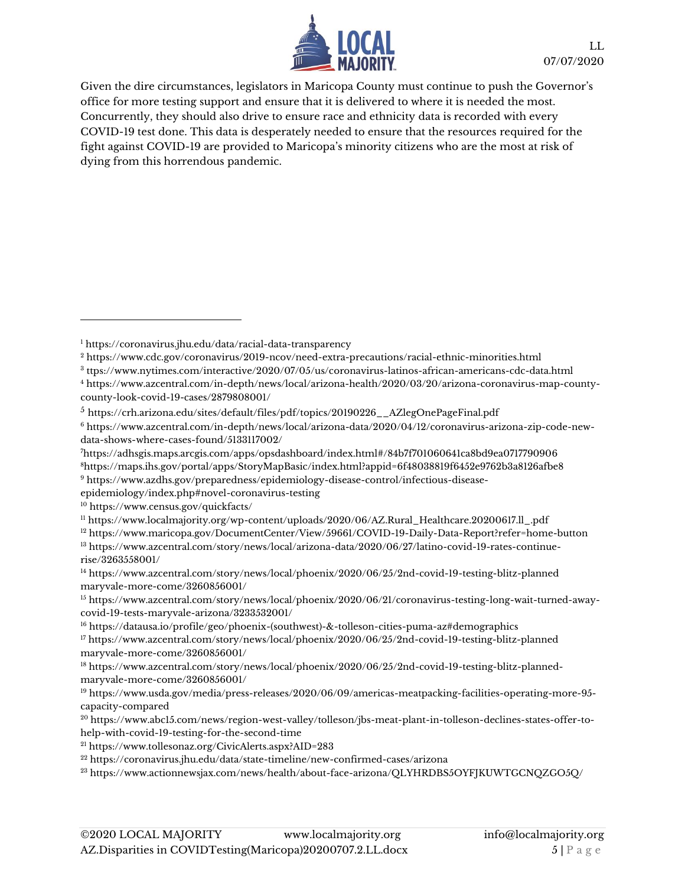Given the dire circumstances, legislators in Maricopa County must continue to push the Governor's office for more testing support and ensure that it is delivered to where it is needed the most. Concurrently, they should also drive to ensure race and ethnicity data is recorded with every COVID-19 test done. This data is desperately needed to ensure that the resources required for the fight against COVID-19 are provided to Maricopa's minority citizens who are the most at risk of dying from this horrendous pandemic.

---

[1] https://coronavirus.jhu.edu/data/racial-data-transparency

[2] https://www.cdc.gov/coronavirus/2019-ncov/need-extra-precautions/racial-ethnic-minorities.html

[3] ttps://www.nytimes.com/interactive/2020/07/05/us/coronavirus-latinos-african-americans-cdc-data.html

[4] https://www.azcentral.com/in-depth/news/local/arizona-health/2020/03/20/arizona-coronavirus-map-county-county-look-covid-19-cases/2879808001/

[5] https://crh.arizona.edu/sites/default/files/pdf/topics/20190226__AZlegOnePageFinal.pdf

[6] https://www.azcentral.com/in-depth/news/local/arizona-data/2020/04/12/coronavirus-arizona-zip-code-new-data-shows-where-cases-found/5133117002/

[7] https://adhsgis.maps.arcgis.com/apps/opsdashboard/index.html#/84b7f701060641ca8bd9ea0717790906

[8] https://maps.ihs.gov/portal/apps/StoryMapBasic/index.html?appid=6f48038819f6452e9762b3a8126afbe8

[9] https://www.azdhs.gov/preparedness/epidemiology-disease-control/infectious-disease-epidemiology/index.php#novel-coronavirus-testing

[10] https://www.census.gov/quickfacts/

[11] https://www.localmajority.org/wp-content/uploads/2020/06/AZ.Rural_Healthcare.20200617.ll_.pdf

[12] https://www.maricopa.gov/DocumentCenter/View/59661/COVID-19-Daily-Data-Report?refer=home-button

[13] https://www.azcentral.com/story/news/local/arizona-data/2020/06/27/latino-covid-19-rates-continue-rise/3263558001/

[14] https://www.azcentral.com/story/news/local/phoenix/2020/06/25/2nd-covid-19-testing-blitz-planned maryvale-more-come/3260856001/

[15] https://www.azcentral.com/story/news/local/phoenix/2020/06/21/coronavirus-testing-long-wait-turned-away-covid-19-tests-maryvale-arizona/3233532001/

[16] https://datausa.io/profile/geo/phoenix-(southwest)-&-tolleson-cities-puma-az#demographics

[17] https://www.azcentral.com/story/news/local/phoenix/2020/06/25/2nd-covid-19-testing-blitz-planned maryvale-more-come/3260856001/

[18] https://www.azcentral.com/story/news/local/phoenix/2020/06/25/2nd-covid-19-testing-blitz-planned-maryvale-more-come/3260856001/

[19] https://www.usda.gov/media/press-releases/2020/06/09/americas-meatpacking-facilities-operating-more-95-capacity-compared

[20] https://www.abc15.com/news/region-west-valley/tolleson/jbs-meat-plant-in-tolleson-declines-states-offer-to-help-with-covid-19-testing-for-the-second-time

[21] https://www.tollesonaz.org/CivicAlerts.aspx?AID=283

[22] https://coronavirus.jhu.edu/data/state-timeline/new-confirmed-cases/arizona

[23] https://www.actionnewsjax.com/news/health/about-face-arizona/QLYHRDBS5OYFJKUWTGCNQZGO5Q/